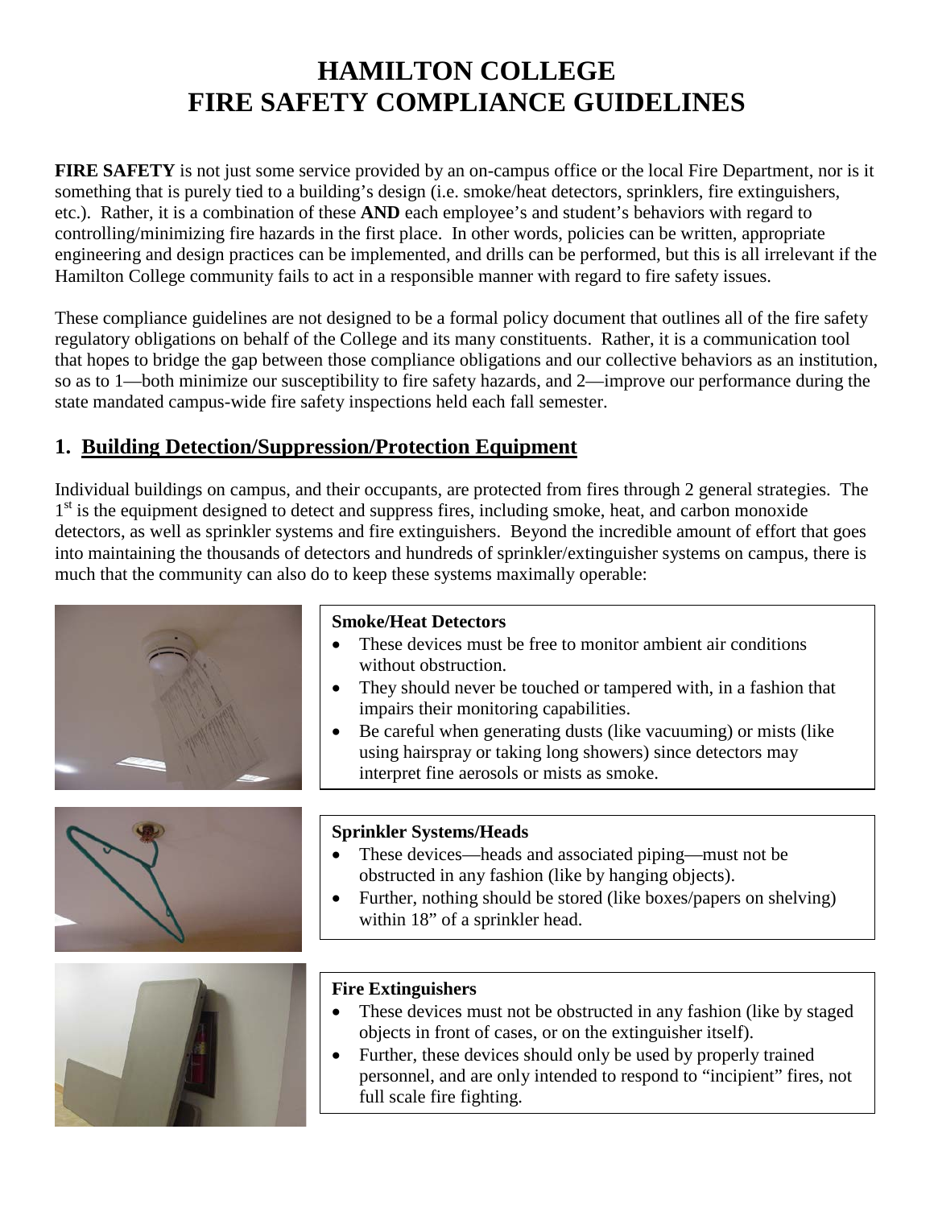# HAMILTON COLLEGE
# FIRE SAFETY COMPLIANCE GUIDELINES

**FIRE SAFETY** is not just some service provided by an on-campus office or the local Fire Department, nor is it something that is purely tied to a building's design (i.e. smoke/heat detectors, sprinklers, fire extinguishers, etc.). Rather, it is a combination of these **AND** each employee's and student's behaviors with regard to controlling/minimizing fire hazards in the first place. In other words, policies can be written, appropriate engineering and design practices can be implemented, and drills can be performed, but this is all irrelevant if the Hamilton College community fails to act in a responsible manner with regard to fire safety issues.

These compliance guidelines are not designed to be a formal policy document that outlines all of the fire safety regulatory obligations on behalf of the College and its many constituents. Rather, it is a communication tool that hopes to bridge the gap between those compliance obligations and our collective behaviors as an institution, so as to 1—both minimize our susceptibility to fire safety hazards, and 2—improve our performance during the state mandated campus-wide fire safety inspections held each fall semester.

## 1. Building Detection/Suppression/Protection Equipment

Individual buildings on campus, and their occupants, are protected from fires through 2 general strategies. The 1st is the equipment designed to detect and suppress fires, including smoke, heat, and carbon monoxide detectors, as well as sprinkler systems and fire extinguishers. Beyond the incredible amount of effort that goes into maintaining the thousands of detectors and hundreds of sprinkler/extinguisher systems on campus, there is much that the community can also do to keep these systems maximally operable:

**Smoke/Heat Detectors**

- These devices must be free to monitor ambient air conditions without obstruction.
- They should never be touched or tampered with, in a fashion that impairs their monitoring capabilities.
- Be careful when generating dusts (like vacuuming) or mists (like using hairspray or taking long showers) since detectors may interpret fine aerosols or mists as smoke.

**Sprinkler Systems/Heads**

- These devices—heads and associated piping—must not be obstructed in any fashion (like by hanging objects).
- Further, nothing should be stored (like boxes/papers on shelving) within 18" of a sprinkler head.

**Fire Extinguishers**

- These devices must not be obstructed in any fashion (like by staged objects in front of cases, or on the extinguisher itself).
- Further, these devices should only be used by properly trained personnel, and are only intended to respond to "incipient" fires, not full scale fire fighting.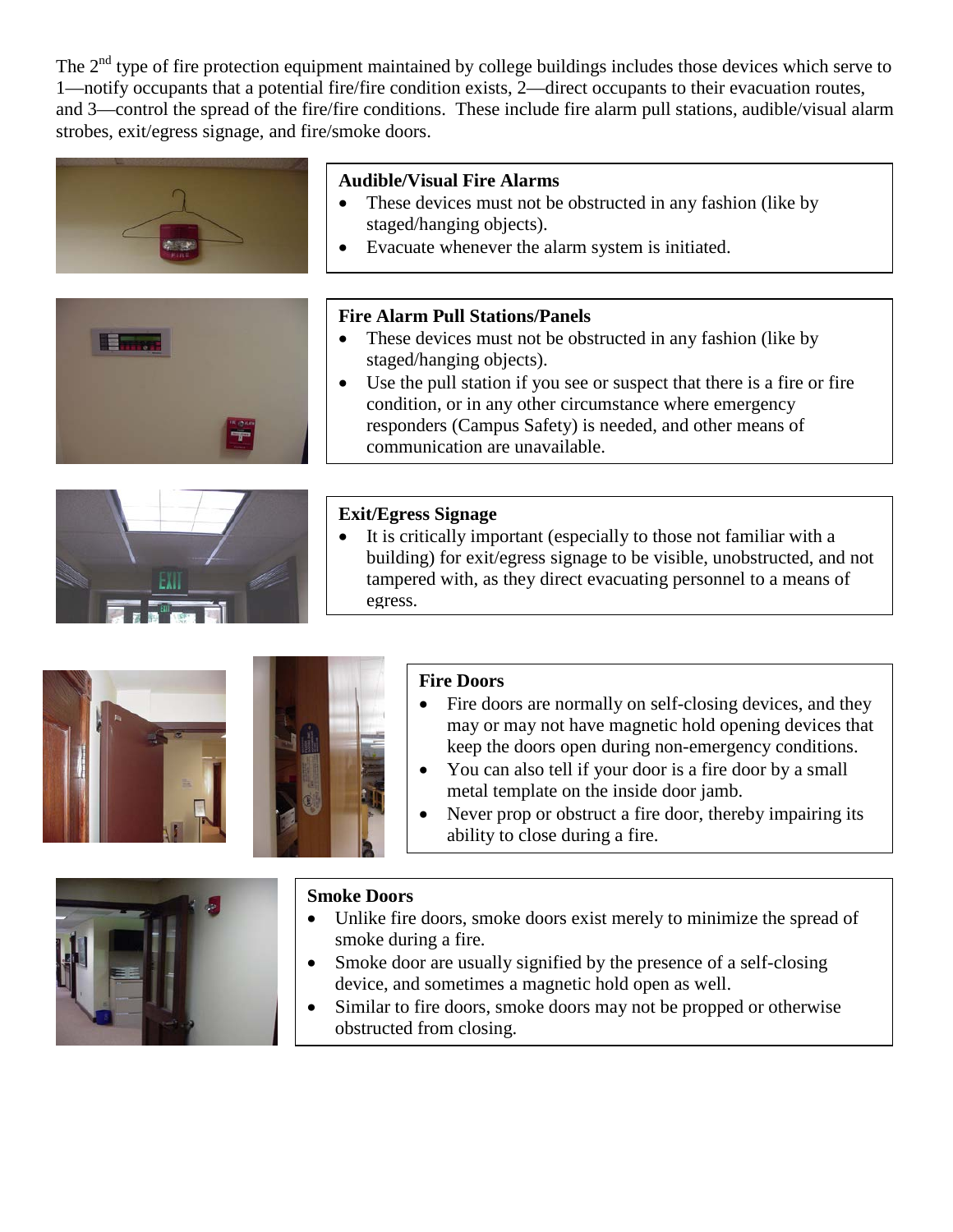The 2nd type of fire protection equipment maintained by college buildings includes those devices which serve to 1—notify occupants that a potential fire/fire condition exists, 2—direct occupants to their evacuation routes, and 3—control the spread of the fire/fire conditions. These include fire alarm pull stations, audible/visual alarm strobes, exit/egress signage, and fire/smoke doors.

**Audible/Visual Fire Alarms**

- These devices must not be obstructed in any fashion (like by staged/hanging objects).
- Evacuate whenever the alarm system is initiated.

**Fire Alarm Pull Stations/Panels**

- These devices must not be obstructed in any fashion (like by staged/hanging objects).
- Use the pull station if you see or suspect that there is a fire or fire condition, or in any other circumstance where emergency responders (Campus Safety) is needed, and other means of communication are unavailable.

**Exit/Egress Signage**

- It is critically important (especially to those not familiar with a building) for exit/egress signage to be visible, unobstructed, and not tampered with, as they direct evacuating personnel to a means of egress.

**Fire Doors**

- Fire doors are normally on self-closing devices, and they may or may not have magnetic hold opening devices that keep the doors open during non-emergency conditions.
- You can also tell if your door is a fire door by a small metal template on the inside door jamb.
- Never prop or obstruct a fire door, thereby impairing its ability to close during a fire.

**Smoke Doors**

- Unlike fire doors, smoke doors exist merely to minimize the spread of smoke during a fire.
- Smoke door are usually signified by the presence of a self-closing device, and sometimes a magnetic hold open as well.
- Similar to fire doors, smoke doors may not be propped or otherwise obstructed from closing.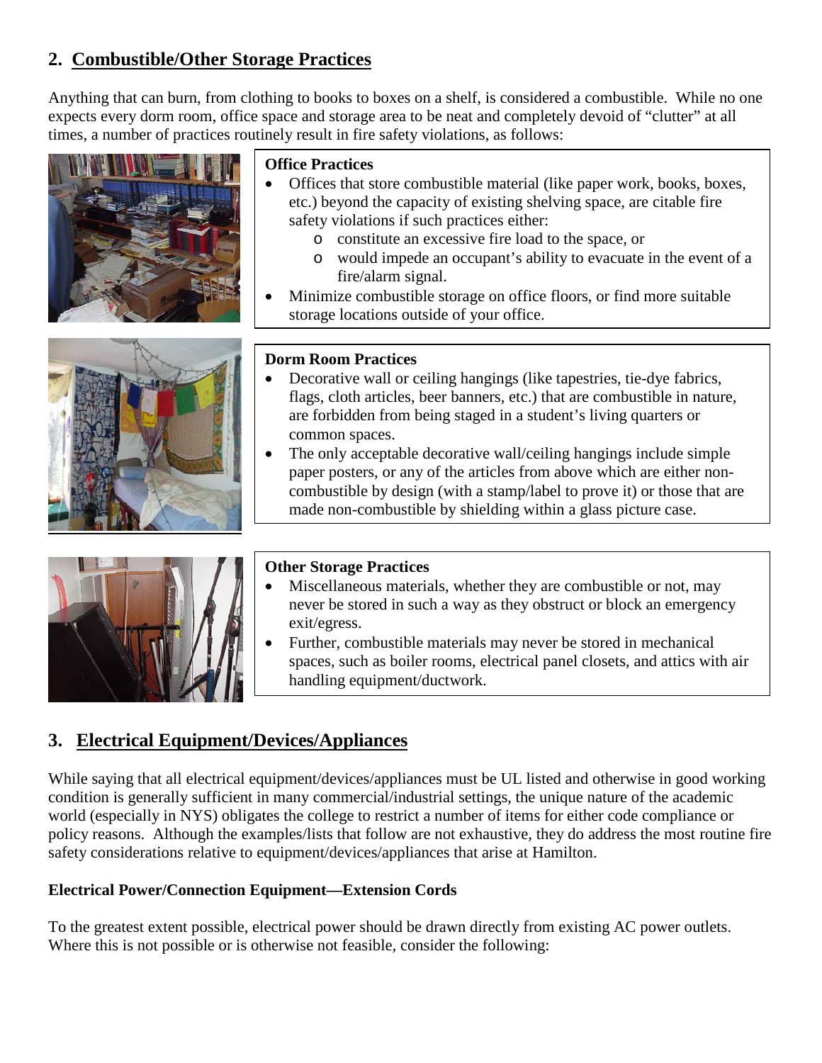## 2. Combustible/Other Storage Practices

Anything that can burn, from clothing to books to boxes on a shelf, is considered a combustible. While no one expects every dorm room, office space and storage area to be neat and completely devoid of "clutter" at all times, a number of practices routinely result in fire safety violations, as follows:

**Office Practices**

- Offices that store combustible material (like paper work, books, boxes, etc.) beyond the capacity of existing shelving space, are citable fire safety violations if such practices either:
  - constitute an excessive fire load to the space, or
  - would impede an occupant's ability to evacuate in the event of a fire/alarm signal.
- Minimize combustible storage on office floors, or find more suitable storage locations outside of your office.

**Dorm Room Practices**

- Decorative wall or ceiling hangings (like tapestries, tie-dye fabrics, flags, cloth articles, beer banners, etc.) that are combustible in nature, are forbidden from being staged in a student's living quarters or common spaces.
- The only acceptable decorative wall/ceiling hangings include simple paper posters, or any of the articles from above which are either non-combustible by design (with a stamp/label to prove it) or those that are made non-combustible by shielding within a glass picture case.

**Other Storage Practices**

- Miscellaneous materials, whether they are combustible or not, may never be stored in such a way as they obstruct or block an emergency exit/egress.
- Further, combustible materials may never be stored in mechanical spaces, such as boiler rooms, electrical panel closets, and attics with air handling equipment/ductwork.

## 3. Electrical Equipment/Devices/Appliances

While saying that all electrical equipment/devices/appliances must be UL listed and otherwise in good working condition is generally sufficient in many commercial/industrial settings, the unique nature of the academic world (especially in NYS) obligates the college to restrict a number of items for either code compliance or policy reasons. Although the examples/lists that follow are not exhaustive, they do address the most routine fire safety considerations relative to equipment/devices/appliances that arise at Hamilton.

**Electrical Power/Connection Equipment—Extension Cords**

To the greatest extent possible, electrical power should be drawn directly from existing AC power outlets. Where this is not possible or is otherwise not feasible, consider the following: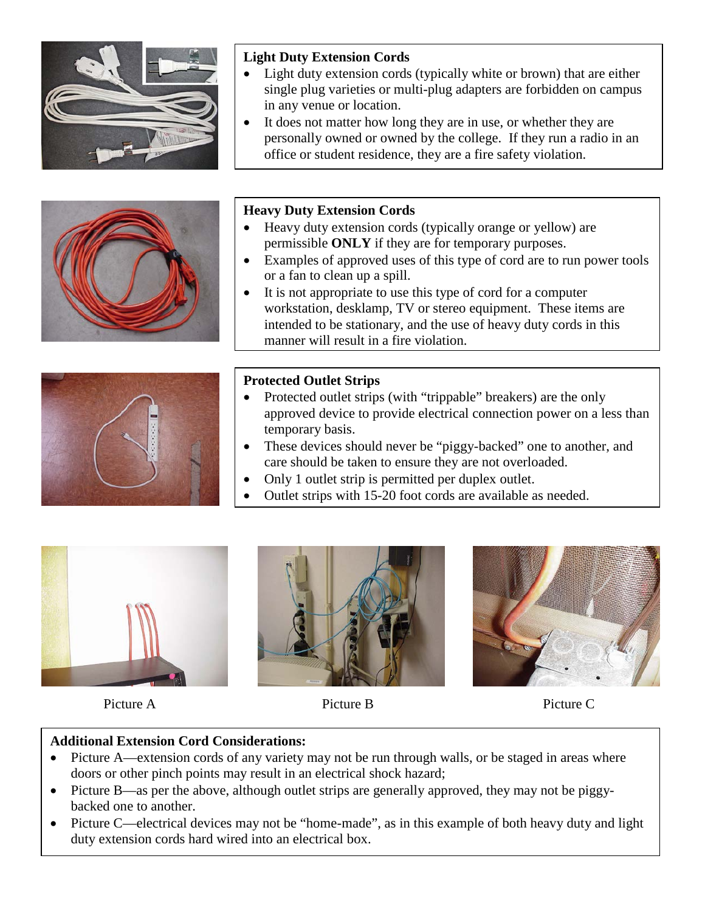### Light Duty Extension Cords

- Light duty extension cords (typically white or brown) that are either single plug varieties or multi-plug adapters are forbidden on campus in any venue or location.
- It does not matter how long they are in use, or whether they are personally owned or owned by the college. If they run a radio in an office or student residence, they are a fire safety violation.

### Heavy Duty Extension Cords

- Heavy duty extension cords (typically orange or yellow) are permissible **ONLY** if they are for temporary purposes.
- Examples of approved uses of this type of cord are to run power tools or a fan to clean up a spill.
- It is not appropriate to use this type of cord for a computer workstation, desklamp, TV or stereo equipment. These items are intended to be stationary, and the use of heavy duty cords in this manner will result in a fire violation.

### Protected Outlet Strips

- Protected outlet strips (with "trippable" breakers) are the only approved device to provide electrical connection power on a less than temporary basis.
- These devices should never be "piggy-backed" one to another, and care should be taken to ensure they are not overloaded.
- Only 1 outlet strip is permitted per duplex outlet.
- Outlet strips with 15-20 foot cords are available as needed.

Picture A

Picture B

Picture C

### Additional Extension Cord Considerations:

- Picture A—extension cords of any variety may not be run through walls, or be staged in areas where doors or other pinch points may result in an electrical shock hazard;
- Picture B—as per the above, although outlet strips are generally approved, they may not be piggy-backed one to another.
- Picture C—electrical devices may not be "home-made", as in this example of both heavy duty and light duty extension cords hard wired into an electrical box.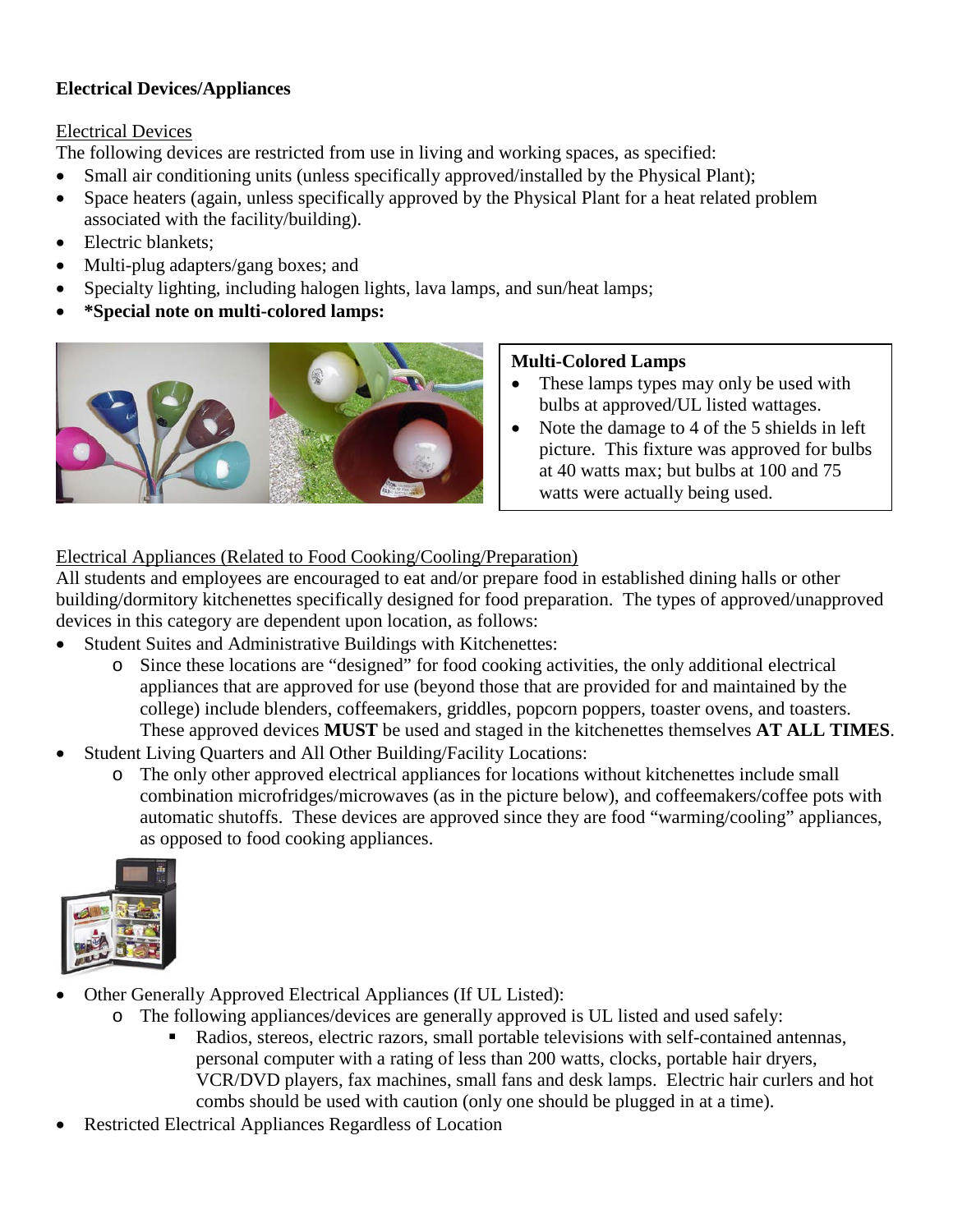**Electrical Devices/Appliances**

Electrical Devices

The following devices are restricted from use in living and working spaces, as specified:

- Small air conditioning units (unless specifically approved/installed by the Physical Plant);
- Space heaters (again, unless specifically approved by the Physical Plant for a heat related problem associated with the facility/building).
- Electric blankets;
- Multi-plug adapters/gang boxes; and
- Specialty lighting, including halogen lights, lava lamps, and sun/heat lamps;
- ***Special note on multi-colored lamps:**

**Multi-Colored Lamps**

- These lamps types may only be used with bulbs at approved/UL listed wattages.
- Note the damage to 4 of the 5 shields in left picture. This fixture was approved for bulbs at 40 watts max; but bulbs at 100 and 75 watts were actually being used.

Electrical Appliances (Related to Food Cooking/Cooling/Preparation)

All students and employees are encouraged to eat and/or prepare food in established dining halls or other building/dormitory kitchenettes specifically designed for food preparation. The types of approved/unapproved devices in this category are dependent upon location, as follows:

- Student Suites and Administrative Buildings with Kitchenettes:
  - Since these locations are "designed" for food cooking activities, the only additional electrical appliances that are approved for use (beyond those that are provided for and maintained by the college) include blenders, coffeemakers, griddles, popcorn poppers, toaster ovens, and toasters. These approved devices **MUST** be used and staged in the kitchenettes themselves **AT ALL TIMES**.
- Student Living Quarters and All Other Building/Facility Locations:
  - The only other approved electrical appliances for locations without kitchenettes include small combination microfridges/microwaves (as in the picture below), and coffeemakers/coffee pots with automatic shutoffs. These devices are approved since they are food "warming/cooling" appliances, as opposed to food cooking appliances.
- Other Generally Approved Electrical Appliances (If UL Listed):
  - The following appliances/devices are generally approved is UL listed and used safely:
    - Radios, stereos, electric razors, small portable televisions with self-contained antennas, personal computer with a rating of less than 200 watts, clocks, portable hair dryers, VCR/DVD players, fax machines, small fans and desk lamps. Electric hair curlers and hot combs should be used with caution (only one should be plugged in at a time).
- Restricted Electrical Appliances Regardless of Location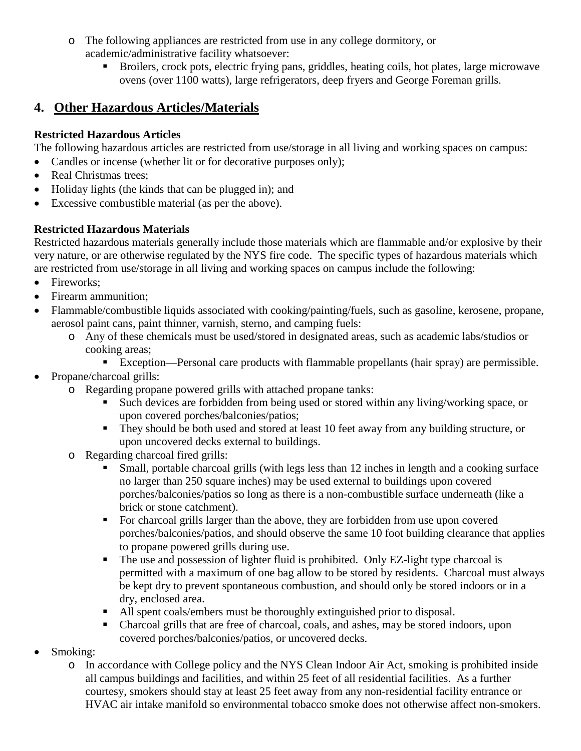- The following appliances are restricted from use in any college dormitory, or academic/administrative facility whatsoever:
    - Broilers, crock pots, electric frying pans, griddles, heating coils, hot plates, large microwave ovens (over 1100 watts), large refrigerators, deep fryers and George Foreman grills.

## 4. Other Hazardous Articles/Materials

**Restricted Hazardous Articles**

The following hazardous articles are restricted from use/storage in all living and working spaces on campus:

- Candles or incense (whether lit or for decorative purposes only);
- Real Christmas trees;
- Holiday lights (the kinds that can be plugged in); and
- Excessive combustible material (as per the above).

**Restricted Hazardous Materials**

Restricted hazardous materials generally include those materials which are flammable and/or explosive by their very nature, or are otherwise regulated by the NYS fire code. The specific types of hazardous materials which are restricted from use/storage in all living and working spaces on campus include the following:

- Fireworks;
- Firearm ammunition;
- Flammable/combustible liquids associated with cooking/painting/fuels, such as gasoline, kerosene, propane, aerosol paint cans, paint thinner, varnish, sterno, and camping fuels:
    - Any of these chemicals must be used/stored in designated areas, such as academic labs/studios or cooking areas;
        - Exception—Personal care products with flammable propellants (hair spray) are permissible.
- Propane/charcoal grills:
    - Regarding propane powered grills with attached propane tanks:
        - Such devices are forbidden from being used or stored within any living/working space, or upon covered porches/balconies/patios;
        - They should be both used and stored at least 10 feet away from any building structure, or upon uncovered decks external to buildings.
    - Regarding charcoal fired grills:
        - Small, portable charcoal grills (with legs less than 12 inches in length and a cooking surface no larger than 250 square inches) may be used external to buildings upon covered porches/balconies/patios so long as there is a non-combustible surface underneath (like a brick or stone catchment).
        - For charcoal grills larger than the above, they are forbidden from use upon covered porches/balconies/patios, and should observe the same 10 foot building clearance that applies to propane powered grills during use.
        - The use and possession of lighter fluid is prohibited. Only EZ-light type charcoal is permitted with a maximum of one bag allow to be stored by residents. Charcoal must always be kept dry to prevent spontaneous combustion, and should only be stored indoors or in a dry, enclosed area.
        - All spent coals/embers must be thoroughly extinguished prior to disposal.
        - Charcoal grills that are free of charcoal, coals, and ashes, may be stored indoors, upon covered porches/balconies/patios, or uncovered decks.
- Smoking:
    - In accordance with College policy and the NYS Clean Indoor Air Act, smoking is prohibited inside all campus buildings and facilities, and within 25 feet of all residential facilities. As a further courtesy, smokers should stay at least 25 feet away from any non-residential facility entrance or HVAC air intake manifold so environmental tobacco smoke does not otherwise affect non-smokers.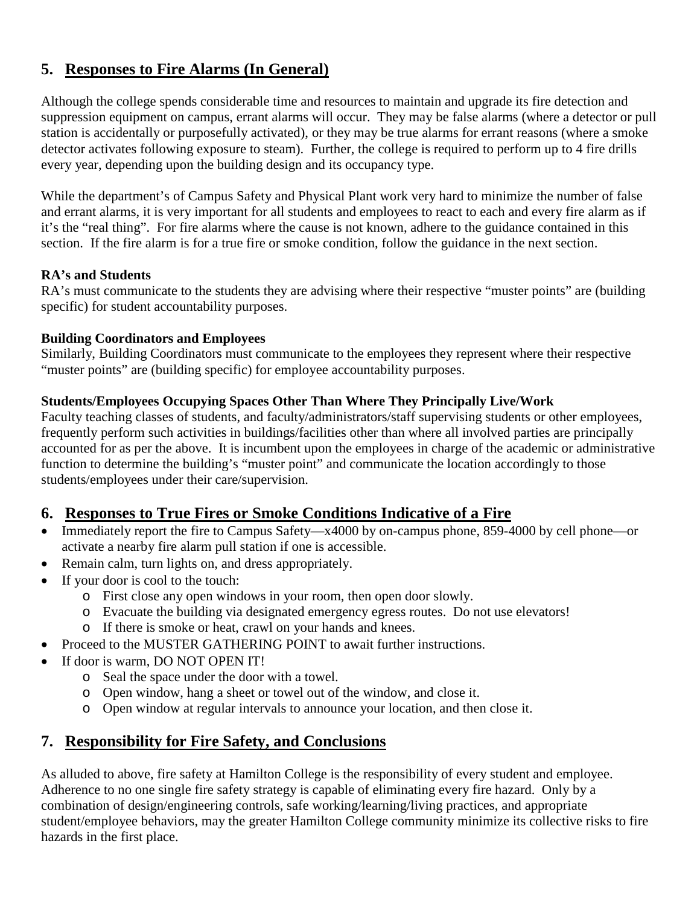## 5. Responses to Fire Alarms (In General)

Although the college spends considerable time and resources to maintain and upgrade its fire detection and suppression equipment on campus, errant alarms will occur. They may be false alarms (where a detector or pull station is accidentally or purposefully activated), or they may be true alarms for errant reasons (where a smoke detector activates following exposure to steam). Further, the college is required to perform up to 4 fire drills every year, depending upon the building design and its occupancy type.

While the department's of Campus Safety and Physical Plant work very hard to minimize the number of false and errant alarms, it is very important for all students and employees to react to each and every fire alarm as if it's the "real thing". For fire alarms where the cause is not known, adhere to the guidance contained in this section. If the fire alarm is for a true fire or smoke condition, follow the guidance in the next section.

**RA's and Students**
RA's must communicate to the students they are advising where their respective "muster points" are (building specific) for student accountability purposes.

**Building Coordinators and Employees**
Similarly, Building Coordinators must communicate to the employees they represent where their respective "muster points" are (building specific) for employee accountability purposes.

**Students/Employees Occupying Spaces Other Than Where They Principally Live/Work**
Faculty teaching classes of students, and faculty/administrators/staff supervising students or other employees, frequently perform such activities in buildings/facilities other than where all involved parties are principally accounted for as per the above. It is incumbent upon the employees in charge of the academic or administrative function to determine the building's "muster point" and communicate the location accordingly to those students/employees under their care/supervision.

## 6. Responses to True Fires or Smoke Conditions Indicative of a Fire

- Immediately report the fire to Campus Safety—x4000 by on-campus phone, 859-4000 by cell phone—or activate a nearby fire alarm pull station if one is accessible.
- Remain calm, turn lights on, and dress appropriately.
- If your door is cool to the touch:
  - First close any open windows in your room, then open door slowly.
  - Evacuate the building via designated emergency egress routes. Do not use elevators!
  - If there is smoke or heat, crawl on your hands and knees.
- Proceed to the MUSTER GATHERING POINT to await further instructions.
- If door is warm, DO NOT OPEN IT!
  - Seal the space under the door with a towel.
  - Open window, hang a sheet or towel out of the window, and close it.
  - Open window at regular intervals to announce your location, and then close it.

## 7. Responsibility for Fire Safety, and Conclusions

As alluded to above, fire safety at Hamilton College is the responsibility of every student and employee. Adherence to no one single fire safety strategy is capable of eliminating every fire hazard. Only by a combination of design/engineering controls, safe working/learning/living practices, and appropriate student/employee behaviors, may the greater Hamilton College community minimize its collective risks to fire hazards in the first place.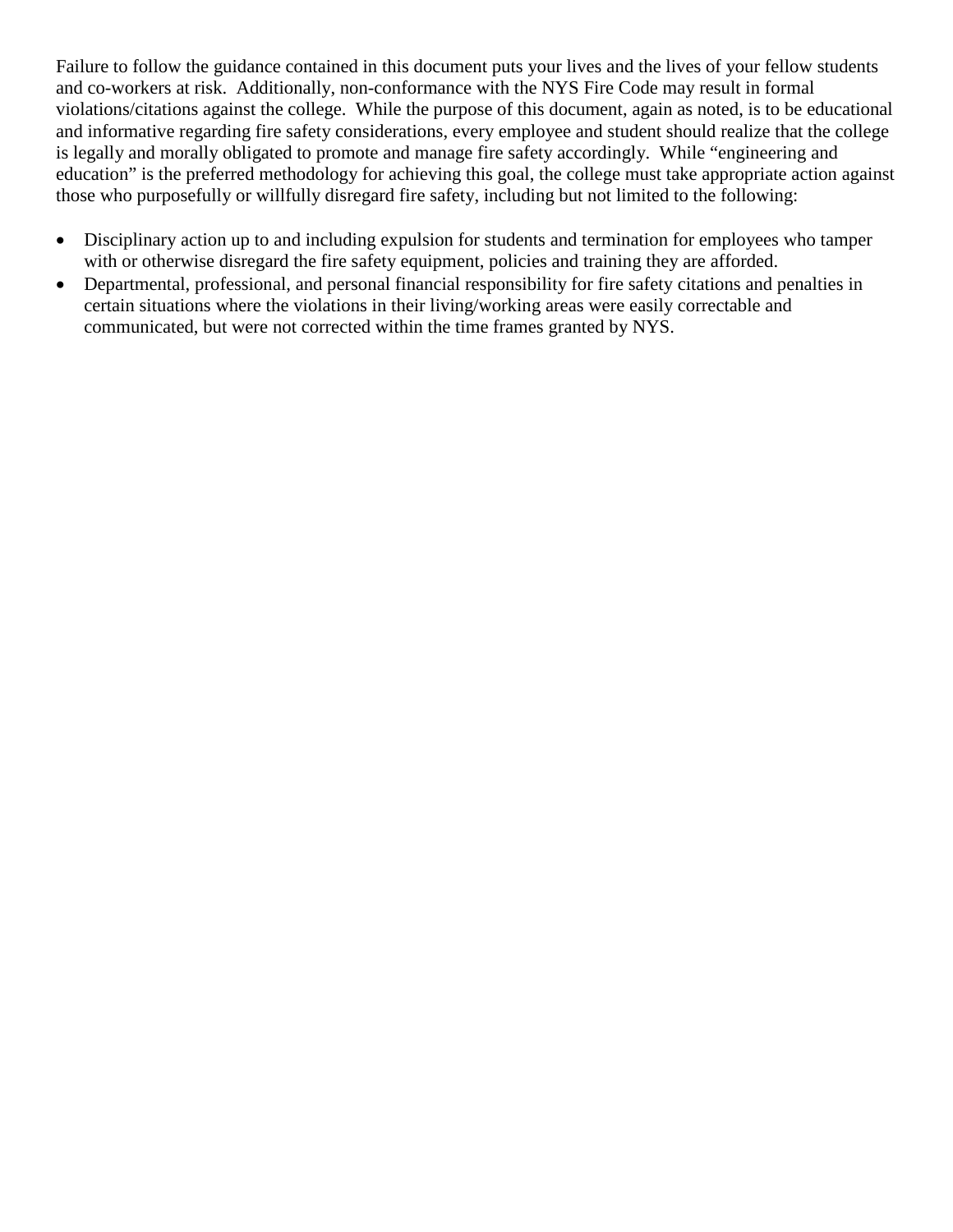Failure to follow the guidance contained in this document puts your lives and the lives of your fellow students and co-workers at risk. Additionally, non-conformance with the NYS Fire Code may result in formal violations/citations against the college. While the purpose of this document, again as noted, is to be educational and informative regarding fire safety considerations, every employee and student should realize that the college is legally and morally obligated to promote and manage fire safety accordingly. While "engineering and education" is the preferred methodology for achieving this goal, the college must take appropriate action against those who purposefully or willfully disregard fire safety, including but not limited to the following:

- Disciplinary action up to and including expulsion for students and termination for employees who tamper with or otherwise disregard the fire safety equipment, policies and training they are afforded.
- Departmental, professional, and personal financial responsibility for fire safety citations and penalties in certain situations where the violations in their living/working areas were easily correctable and communicated, but were not corrected within the time frames granted by NYS.